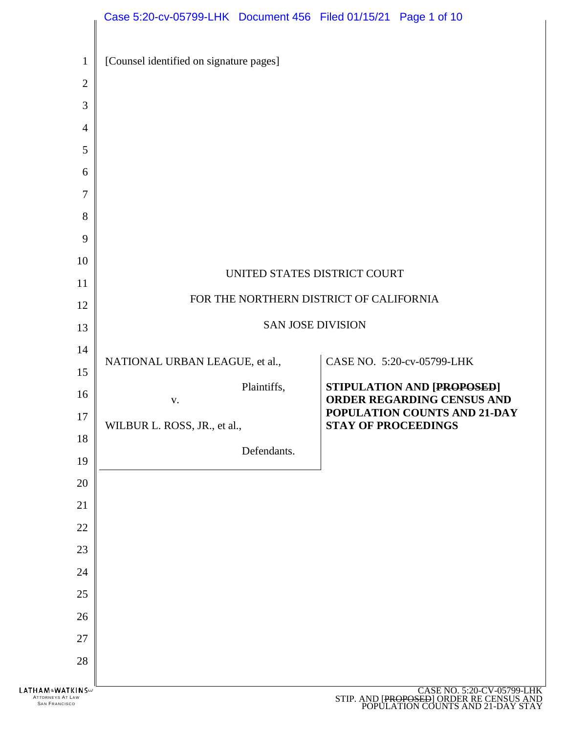[Counsel identified on signature pages]

UNITED STATES DISTRICT COURT

FOR THE NORTHERN DISTRICT OF CALIFORNIA

SAN JOSE DIVISION

| | |
|---|---|
| NATIONAL URBAN LEAGUE, et al.,<br><br>Plaintiffs,<br><br>v.<br><br>WILBUR L. ROSS, JR., et al.,<br><br>Defendants. | CASE NO. 5:20-cv-05799-LHK<br><br>**STIPULATION AND [~~PROPOSED~~] ORDER REGARDING CENSUS AND POPULATION COUNTS AND 21-DAY STAY OF PROCEEDINGS** |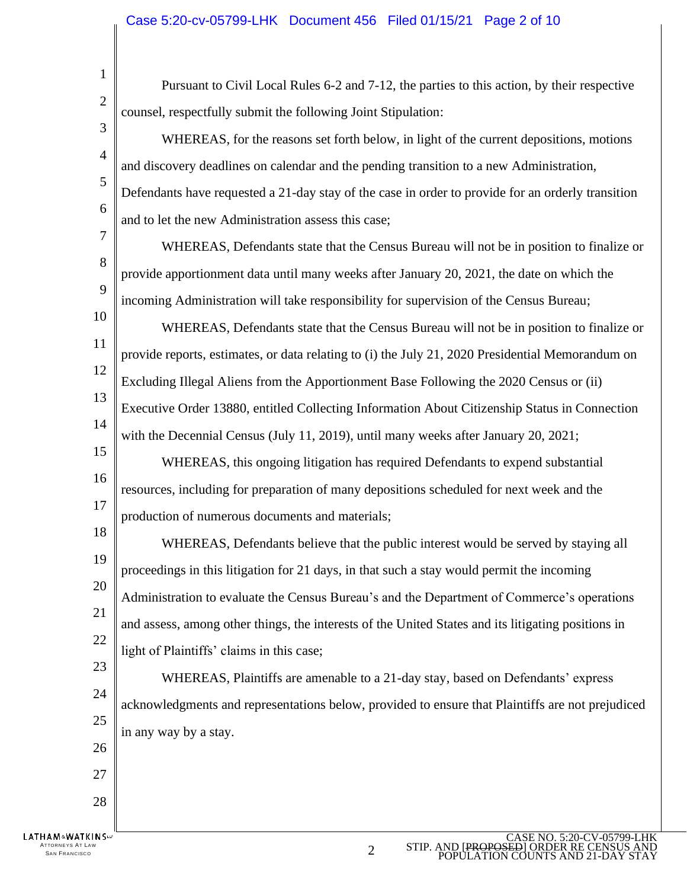Pursuant to Civil Local Rules 6-2 and 7-12, the parties to this action, by their respective counsel, respectfully submit the following Joint Stipulation:

WHEREAS, for the reasons set forth below, in light of the current depositions, motions and discovery deadlines on calendar and the pending transition to a new Administration, Defendants have requested a 21-day stay of the case in order to provide for an orderly transition and to let the new Administration assess this case;

WHEREAS, Defendants state that the Census Bureau will not be in position to finalize or provide apportionment data until many weeks after January 20, 2021, the date on which the incoming Administration will take responsibility for supervision of the Census Bureau;

WHEREAS, Defendants state that the Census Bureau will not be in position to finalize or provide reports, estimates, or data relating to (i) the July 21, 2020 Presidential Memorandum on Excluding Illegal Aliens from the Apportionment Base Following the 2020 Census or (ii) Executive Order 13880, entitled Collecting Information About Citizenship Status in Connection with the Decennial Census (July 11, 2019), until many weeks after January 20, 2021;

WHEREAS, this ongoing litigation has required Defendants to expend substantial resources, including for preparation of many depositions scheduled for next week and the production of numerous documents and materials;

WHEREAS, Defendants believe that the public interest would be served by staying all proceedings in this litigation for 21 days, in that such a stay would permit the incoming Administration to evaluate the Census Bureau's and the Department of Commerce's operations and assess, among other things, the interests of the United States and its litigating positions in light of Plaintiffs' claims in this case;

WHEREAS, Plaintiffs are amenable to a 21-day stay, based on Defendants' express acknowledgments and representations below, provided to ensure that Plaintiffs are not prejudiced in any way by a stay.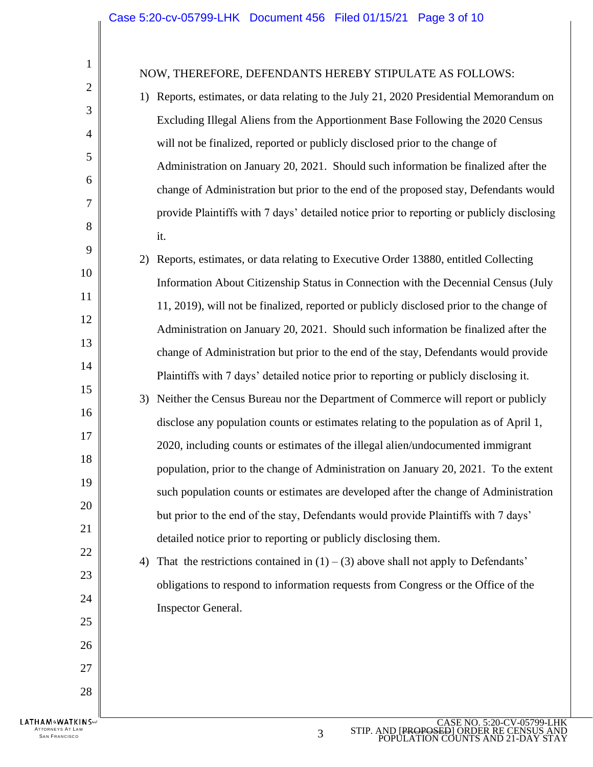NOW, THEREFORE, DEFENDANTS HEREBY STIPULATE AS FOLLOWS:

1) Reports, estimates, or data relating to the July 21, 2020 Presidential Memorandum on Excluding Illegal Aliens from the Apportionment Base Following the 2020 Census will not be finalized, reported or publicly disclosed prior to the change of Administration on January 20, 2021. Should such information be finalized after the change of Administration but prior to the end of the proposed stay, Defendants would provide Plaintiffs with 7 days' detailed notice prior to reporting or publicly disclosing it.
2) Reports, estimates, or data relating to Executive Order 13880, entitled Collecting Information About Citizenship Status in Connection with the Decennial Census (July 11, 2019), will not be finalized, reported or publicly disclosed prior to the change of Administration on January 20, 2021. Should such information be finalized after the change of Administration but prior to the end of the stay, Defendants would provide Plaintiffs with 7 days' detailed notice prior to reporting or publicly disclosing it.
3) Neither the Census Bureau nor the Department of Commerce will report or publicly disclose any population counts or estimates relating to the population as of April 1, 2020, including counts or estimates of the illegal alien/undocumented immigrant population, prior to the change of Administration on January 20, 2021. To the extent such population counts or estimates are developed after the change of Administration but prior to the end of the stay, Defendants would provide Plaintiffs with 7 days' detailed notice prior to reporting or publicly disclosing them.
4) That the restrictions contained in (1) – (3) above shall not apply to Defendants' obligations to respond to information requests from Congress or the Office of the Inspector General.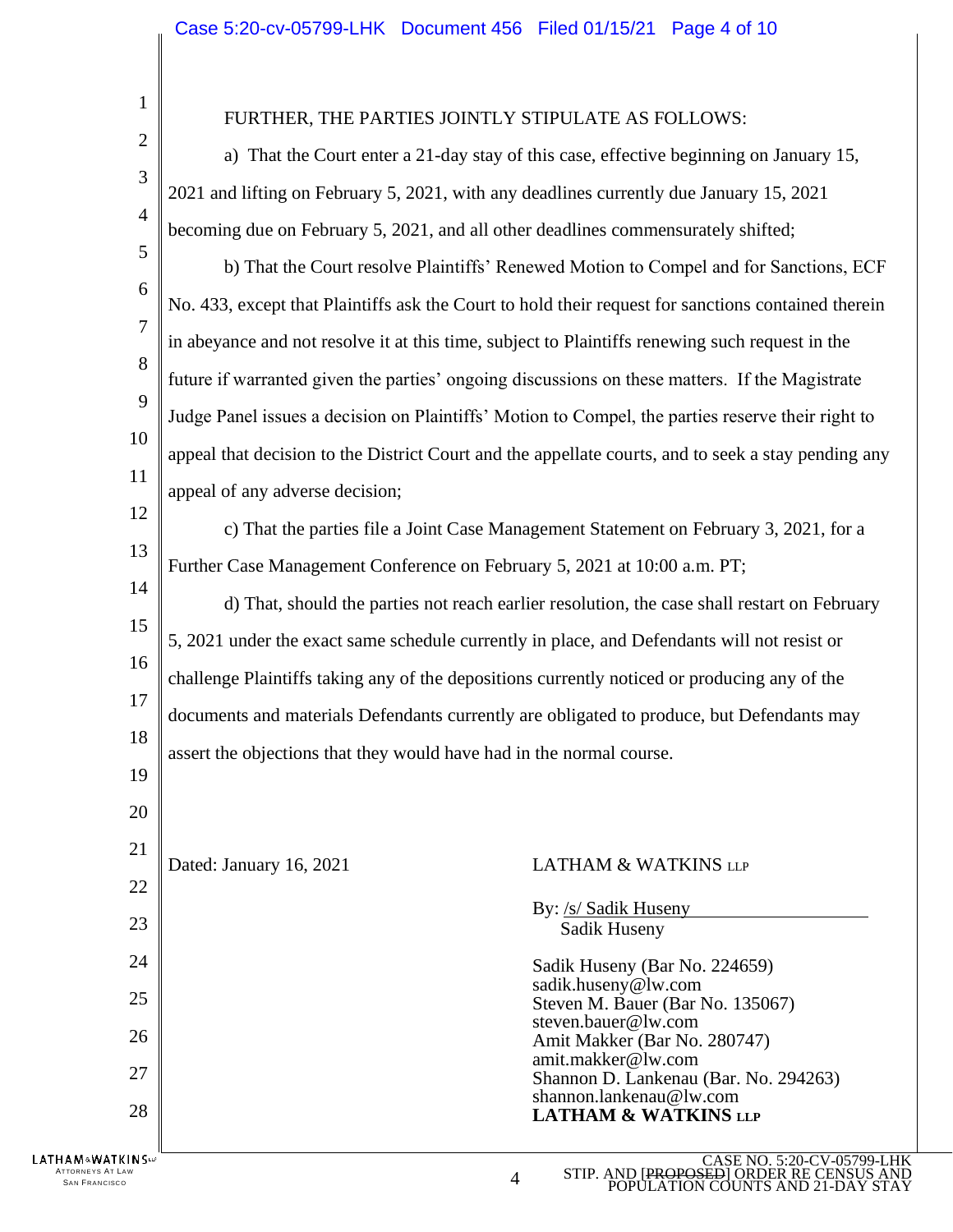FURTHER, THE PARTIES JOINTLY STIPULATE AS FOLLOWS:

a) That the Court enter a 21-day stay of this case, effective beginning on January 15, 2021 and lifting on February 5, 2021, with any deadlines currently due January 15, 2021 becoming due on February 5, 2021, and all other deadlines commensurately shifted;

b) That the Court resolve Plaintiffs' Renewed Motion to Compel and for Sanctions, ECF No. 433, except that Plaintiffs ask the Court to hold their request for sanctions contained therein in abeyance and not resolve it at this time, subject to Plaintiffs renewing such request in the future if warranted given the parties' ongoing discussions on these matters. If the Magistrate Judge Panel issues a decision on Plaintiffs' Motion to Compel, the parties reserve their right to appeal that decision to the District Court and the appellate courts, and to seek a stay pending any appeal of any adverse decision;

c) That the parties file a Joint Case Management Statement on February 3, 2021, for a Further Case Management Conference on February 5, 2021 at 10:00 a.m. PT;

d) That, should the parties not reach earlier resolution, the case shall restart on February 5, 2021 under the exact same schedule currently in place, and Defendants will not resist or challenge Plaintiffs taking any of the depositions currently noticed or producing any of the documents and materials Defendants currently are obligated to produce, but Defendants may assert the objections that they would have had in the normal course.

Dated: January 16, 2021

LATHAM & WATKINS LLP

By: /s/ Sadik Huseny
Sadik Huseny

Sadik Huseny (Bar No. 224659)
sadik.huseny@lw.com
Steven M. Bauer (Bar No. 135067)
steven.bauer@lw.com
Amit Makker (Bar No. 280747)
amit.makker@lw.com
Shannon D. Lankenau (Bar. No. 294263)
shannon.lankenau@lw.com
**LATHAM & WATKINS LLP**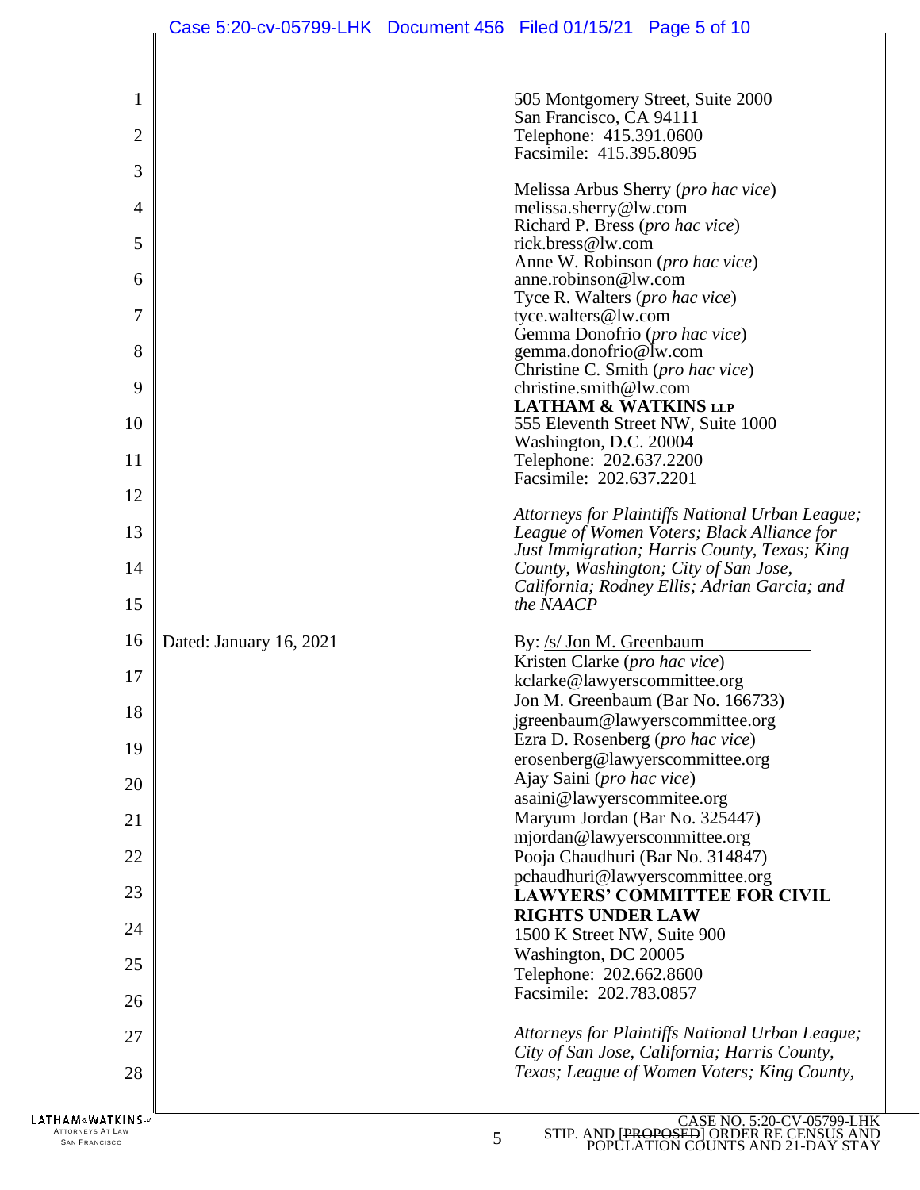505 Montgomery Street, Suite 2000
San Francisco, CA 94111
Telephone: 415.391.0600
Facsimile: 415.395.8095

Melissa Arbus Sherry (*pro hac vice*)
melissa.sherry@lw.com
Richard P. Bress (*pro hac vice*)
rick.bress@lw.com
Anne W. Robinson (*pro hac vice*)
anne.robinson@lw.com
Tyce R. Walters (*pro hac vice*)
tyce.walters@lw.com
Gemma Donofrio (*pro hac vice*)
gemma.donofrio@lw.com
Christine C. Smith (*pro hac vice*)
christine.smith@lw.com
**LATHAM & WATKINS LLP**
555 Eleventh Street NW, Suite 1000
Washington, D.C. 20004
Telephone: 202.637.2200
Facsimile: 202.637.2201

*Attorneys for Plaintiffs National Urban League; League of Women Voters; Black Alliance for Just Immigration; Harris County, Texas; King County, Washington; City of San Jose, California; Rodney Ellis; Adrian Garcia; and the NAACP*

Dated: January 16, 2021

By: /s/ Jon M. Greenbaum
Kristen Clarke (*pro hac vice*)
kclarke@lawyerscommittee.org
Jon M. Greenbaum (Bar No. 166733)
jgreenbaum@lawyerscommittee.org
Ezra D. Rosenberg (*pro hac vice*)
erosenberg@lawyerscommittee.org
Ajay Saini (*pro hac vice*)
asaini@lawyerscommitee.org
Maryum Jordan (Bar No. 325447)
mjordan@lawyerscommittee.org
Pooja Chaudhuri (Bar No. 314847)
pchaudhuri@lawyerscommittee.org
**LAWYERS' COMMITTEE FOR CIVIL RIGHTS UNDER LAW**
1500 K Street NW, Suite 900
Washington, DC 20005
Telephone: 202.662.8600
Facsimile: 202.783.0857

*Attorneys for Plaintiffs National Urban League; City of San Jose, California; Harris County, Texas; League of Women Voters; King County,*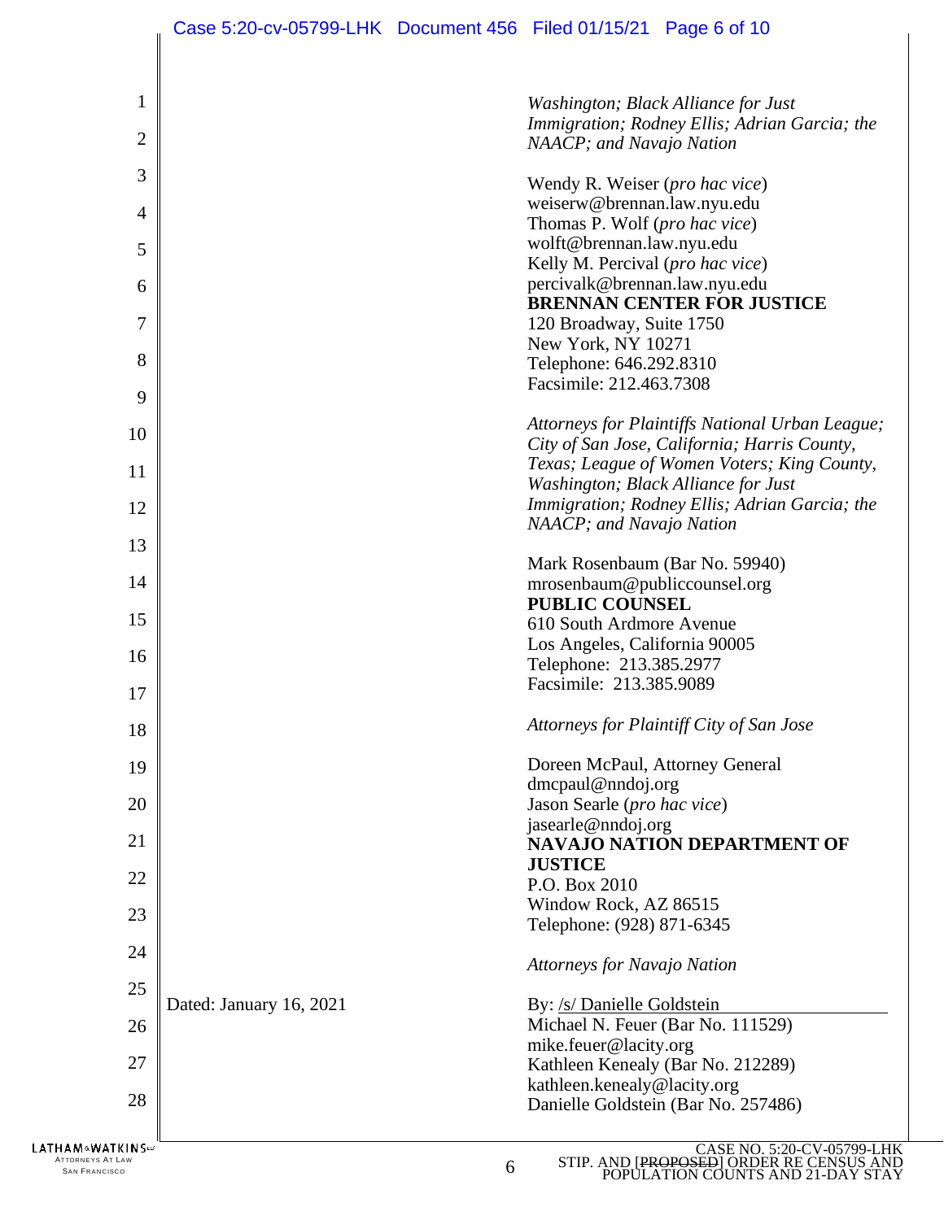*Washington; Black Alliance for Just Immigration; Rodney Ellis; Adrian Garcia; the NAACP; and Navajo Nation*

Wendy R. Weiser (*pro hac vice*)
weiserw@brennan.law.nyu.edu
Thomas P. Wolf (*pro hac vice*)
wolft@brennan.law.nyu.edu
Kelly M. Percival (*pro hac vice*)
percivalk@brennan.law.nyu.edu
**BRENNAN CENTER FOR JUSTICE**
120 Broadway, Suite 1750
New York, NY 10271
Telephone: 646.292.8310
Facsimile: 212.463.7308

*Attorneys for Plaintiffs National Urban League; City of San Jose, California; Harris County, Texas; League of Women Voters; King County, Washington; Black Alliance for Just Immigration; Rodney Ellis; Adrian Garcia; the NAACP; and Navajo Nation*

Mark Rosenbaum (Bar No. 59940)
mrosenbaum@publiccounsel.org
**PUBLIC COUNSEL**
610 South Ardmore Avenue
Los Angeles, California 90005
Telephone: 213.385.2977
Facsimile: 213.385.9089

*Attorneys for Plaintiff City of San Jose*

Doreen McPaul, Attorney General
dmcpaul@nndoj.org
Jason Searle (*pro hac vice*)
jasearle@nndoj.org
**NAVAJO NATION DEPARTMENT OF JUSTICE**
P.O. Box 2010
Window Rock, AZ 86515
Telephone: (928) 871-6345

*Attorneys for Navajo Nation*

Dated: January 16, 2021

By: /s/ Danielle Goldstein
Michael N. Feuer (Bar No. 111529)
mike.feuer@lacity.org
Kathleen Kenealy (Bar No. 212289)
kathleen.kenealy@lacity.org
Danielle Goldstein (Bar No. 257486)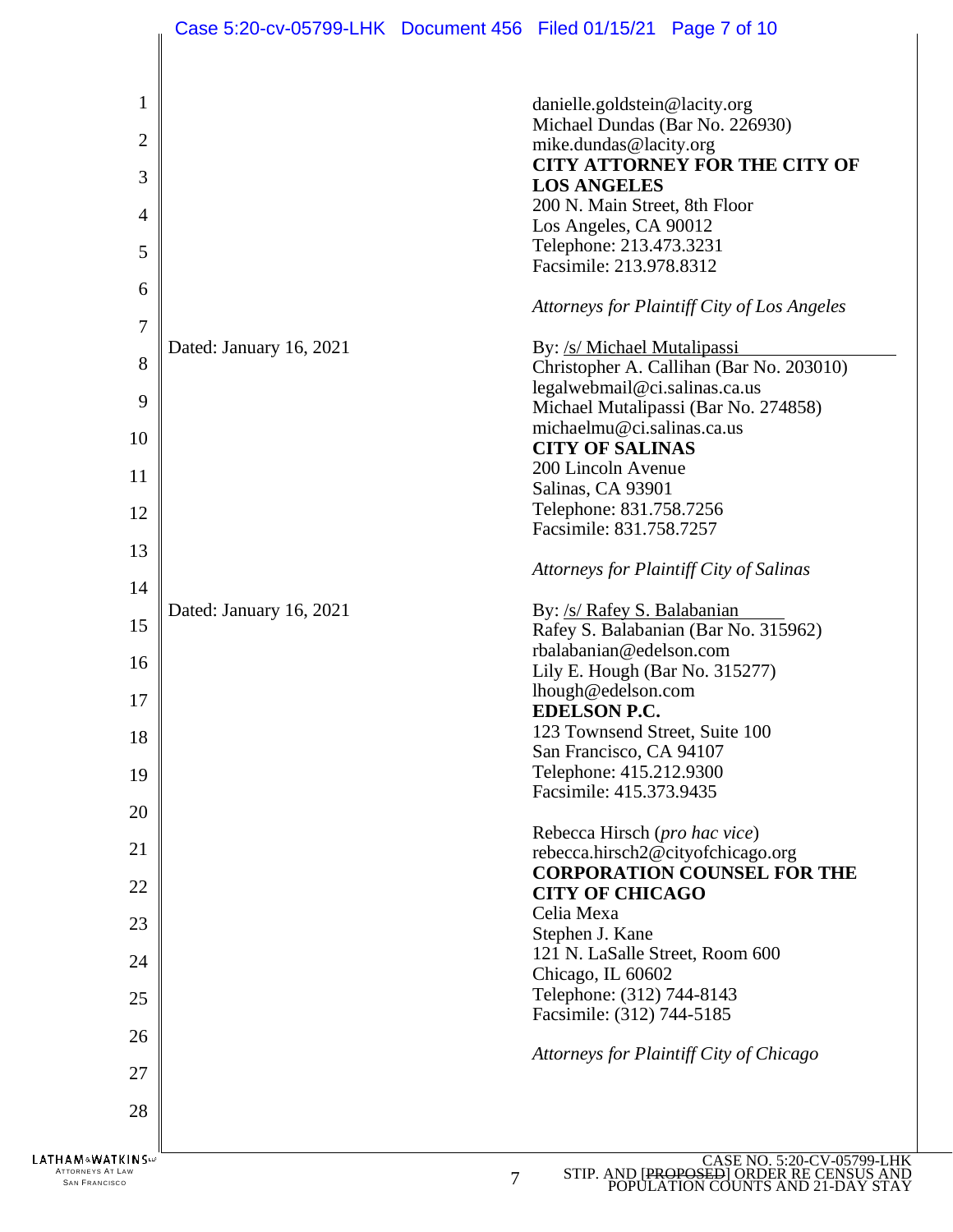danielle.goldstein@lacity.org
Michael Dundas (Bar No. 226930)
mike.dundas@lacity.org
**CITY ATTORNEY FOR THE CITY OF LOS ANGELES**
200 N. Main Street, 8th Floor
Los Angeles, CA 90012
Telephone: 213.473.3231
Facsimile: 213.978.8312

*Attorneys for Plaintiff City of Los Angeles*

Dated: January 16, 2021

By: /s/ Michael Mutalipassi
Christopher A. Callihan (Bar No. 203010)
legalwebmail@ci.salinas.ca.us
Michael Mutalipassi (Bar No. 274858)
michaelmu@ci.salinas.ca.us
**CITY OF SALINAS**
200 Lincoln Avenue
Salinas, CA 93901
Telephone: 831.758.7256
Facsimile: 831.758.7257

*Attorneys for Plaintiff City of Salinas*

Dated: January 16, 2021

By: /s/ Rafey S. Balabanian
Rafey S. Balabanian (Bar No. 315962)
rbalabanian@edelson.com
Lily E. Hough (Bar No. 315277)
lhough@edelson.com
**EDELSON P.C.**
123 Townsend Street, Suite 100
San Francisco, CA 94107
Telephone: 415.212.9300
Facsimile: 415.373.9435

Rebecca Hirsch (*pro hac vice*)
rebecca.hirsch2@cityofchicago.org
**CORPORATION COUNSEL FOR THE CITY OF CHICAGO**
Celia Mexa
Stephen J. Kane
121 N. LaSalle Street, Room 600
Chicago, IL 60602
Telephone: (312) 744-8143
Facsimile: (312) 744-5185

*Attorneys for Plaintiff City of Chicago*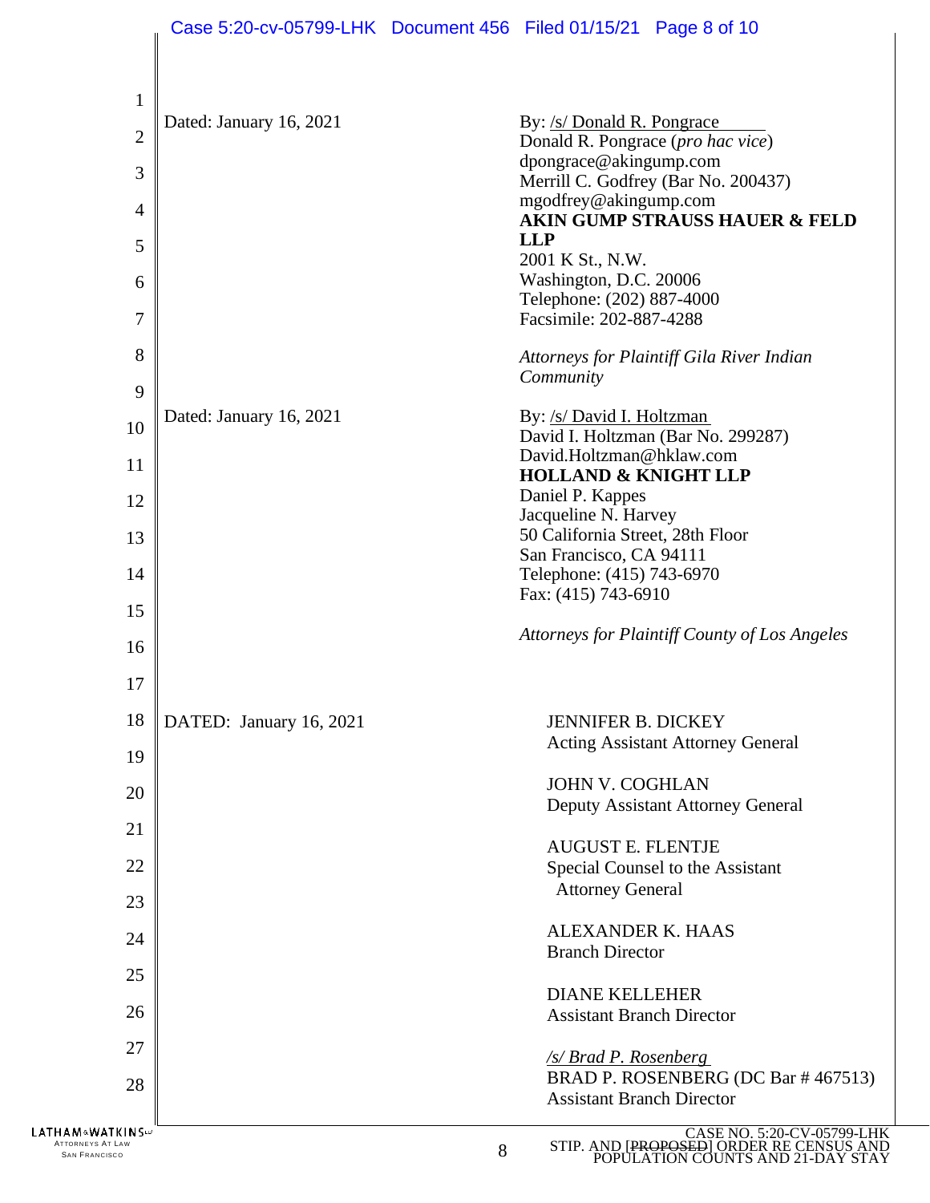Dated: January 16, 2021

By: /s/ Donald R. Pongrace
Donald R. Pongrace (*pro hac vice*)
dpongrace@akingump.com
Merrill C. Godfrey (Bar No. 200437)
mgodfrey@akingump.com
**AKIN GUMP STRAUSS HAUER & FELD LLP**
2001 K St., N.W.
Washington, D.C. 20006
Telephone: (202) 887-4000
Facsimile: 202-887-4288

*Attorneys for Plaintiff Gila River Indian Community*

Dated: January 16, 2021

By: /s/ David I. Holtzman
David I. Holtzman (Bar No. 299287)
David.Holtzman@hklaw.com
**HOLLAND & KNIGHT LLP**
Daniel P. Kappes
Jacqueline N. Harvey
50 California Street, 28th Floor
San Francisco, CA 94111
Telephone: (415) 743-6970
Fax: (415) 743-6910

*Attorneys for Plaintiff County of Los Angeles*

DATED: January 16, 2021

JENNIFER B. DICKEY
Acting Assistant Attorney General

JOHN V. COGHLAN
Deputy Assistant Attorney General

AUGUST E. FLENTJE
Special Counsel to the Assistant Attorney General

ALEXANDER K. HAAS
Branch Director

DIANE KELLEHER
Assistant Branch Director

*/s/ Brad P. Rosenberg*
BRAD P. ROSENBERG (DC Bar # 467513)
Assistant Branch Director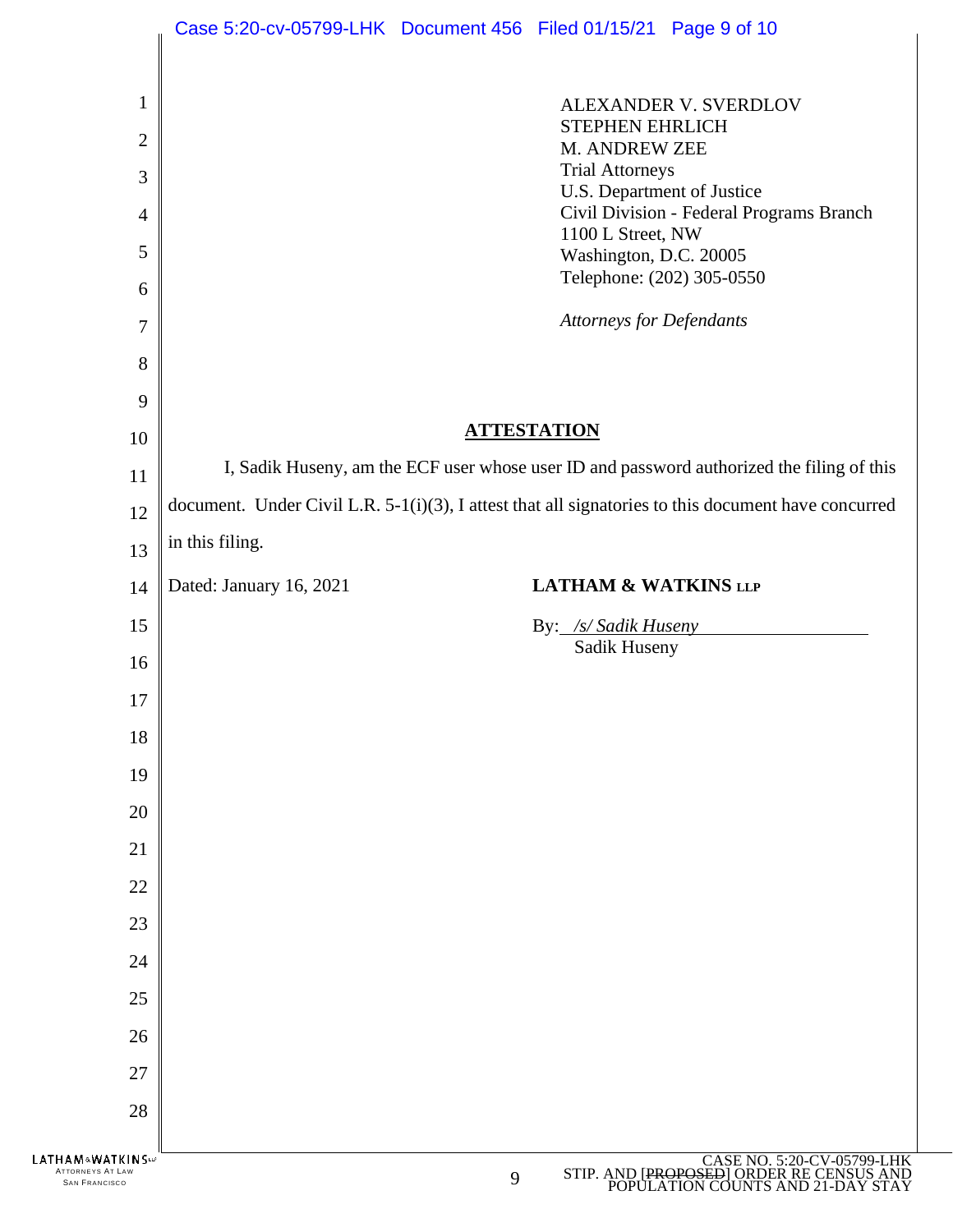ALEXANDER V. SVERDLOV
STEPHEN EHRLICH
M. ANDREW ZEE
Trial Attorneys
U.S. Department of Justice
Civil Division - Federal Programs Branch
1100 L Street, NW
Washington, D.C. 20005
Telephone: (202) 305-0550

*Attorneys for Defendants*

## ATTESTATION

I, Sadik Huseny, am the ECF user whose user ID and password authorized the filing of this document. Under Civil L.R. 5-1(i)(3), I attest that all signatories to this document have concurred in this filing.

Dated: January 16, 2021

**LATHAM & WATKINS LLP**

By: */s/ Sadik Huseny*
Sadik Huseny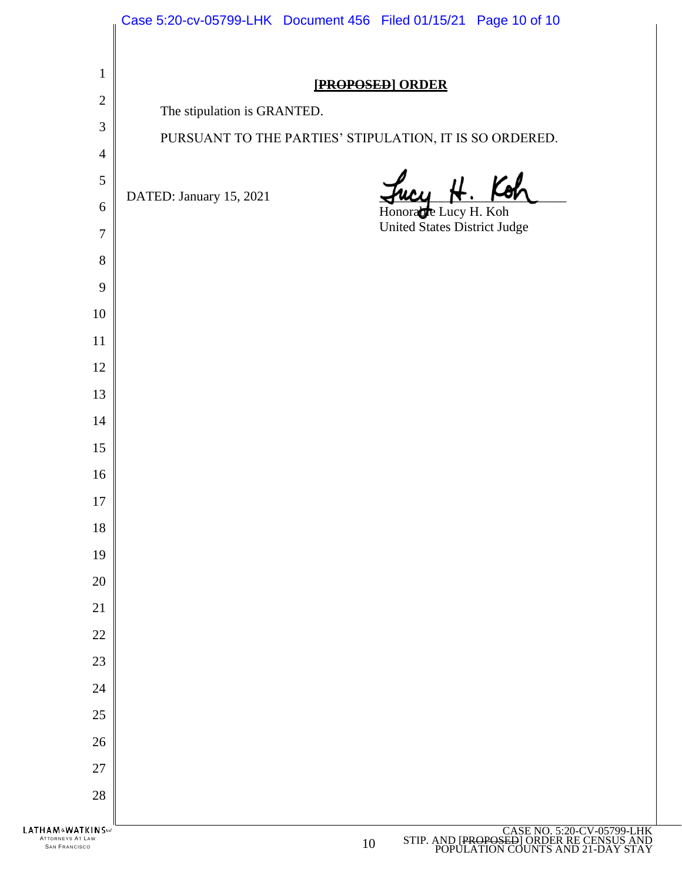**~~[PROPOSED]~~ ORDER**

The stipulation is GRANTED.

PURSUANT TO THE PARTIES' STIPULATION, IT IS SO ORDERED.

DATED: January 15, 2021

Lucy H. Koh
Honorable Lucy H. Koh
United States District Judge